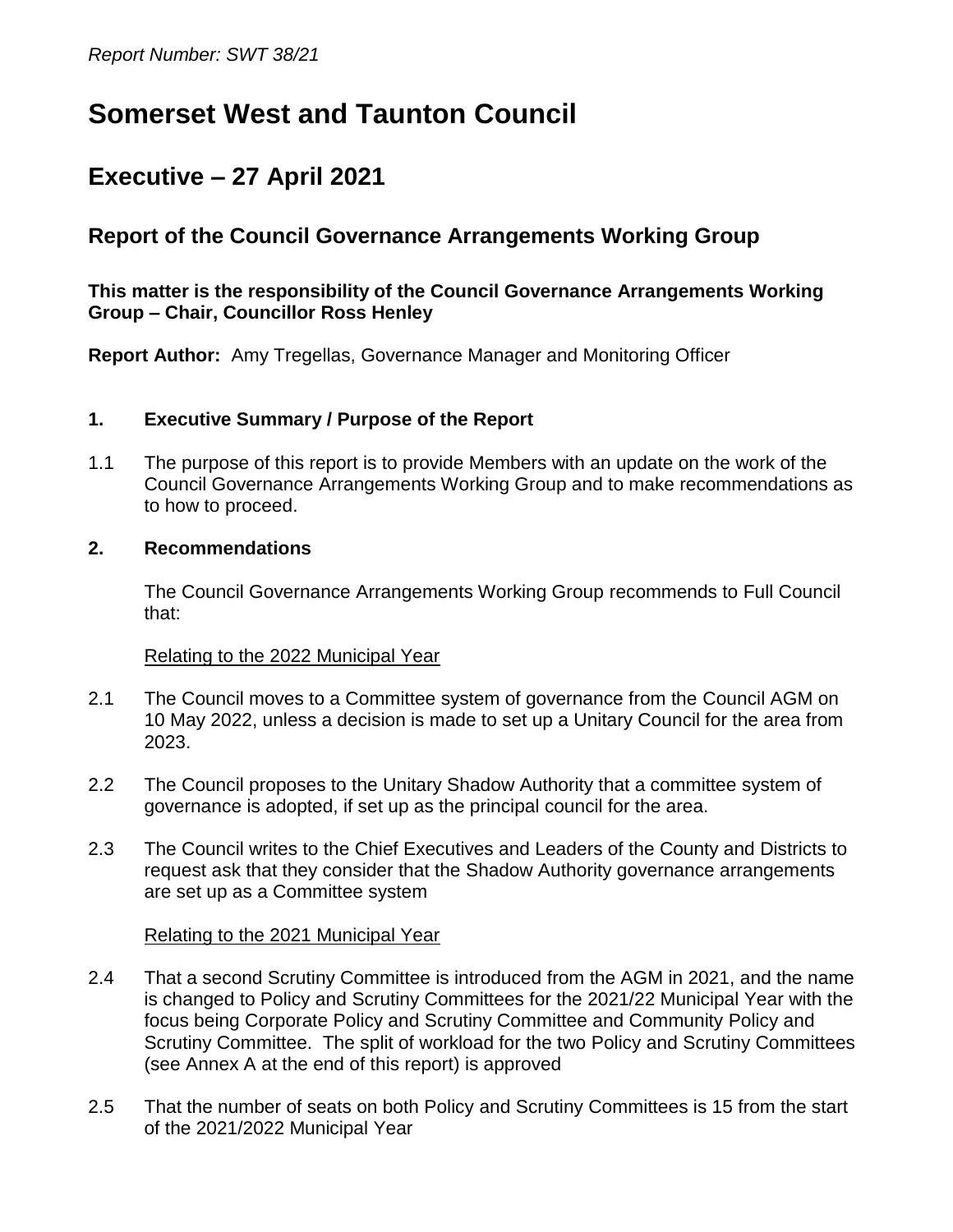*Report Number: SWT 38/21*

# Somerset West and Taunton Council

## Executive – 27 April 2021

### Report of the Council Governance Arrangements Working Group

**This matter is the responsibility of the Council Governance Arrangements Working Group – Chair, Councillor Ross Henley**

**Report Author:** Amy Tregellas, Governance Manager and Monitoring Officer

**1. Executive Summary / Purpose of the Report**

1.1 The purpose of this report is to provide Members with an update on the work of the Council Governance Arrangements Working Group and to make recommendations as to how to proceed.

**2. Recommendations**

The Council Governance Arrangements Working Group recommends to Full Council that:

Relating to the 2022 Municipal Year

2.1 The Council moves to a Committee system of governance from the Council AGM on 10 May 2022, unless a decision is made to set up a Unitary Council for the area from 2023.

2.2 The Council proposes to the Unitary Shadow Authority that a committee system of governance is adopted, if set up as the principal council for the area.

2.3 The Council writes to the Chief Executives and Leaders of the County and Districts to request ask that they consider that the Shadow Authority governance arrangements are set up as a Committee system

Relating to the 2021 Municipal Year

2.4 That a second Scrutiny Committee is introduced from the AGM in 2021, and the name is changed to Policy and Scrutiny Committees for the 2021/22 Municipal Year with the focus being Corporate Policy and Scrutiny Committee and Community Policy and Scrutiny Committee. The split of workload for the two Policy and Scrutiny Committees (see Annex A at the end of this report) is approved

2.5 That the number of seats on both Policy and Scrutiny Committees is 15 from the start of the 2021/2022 Municipal Year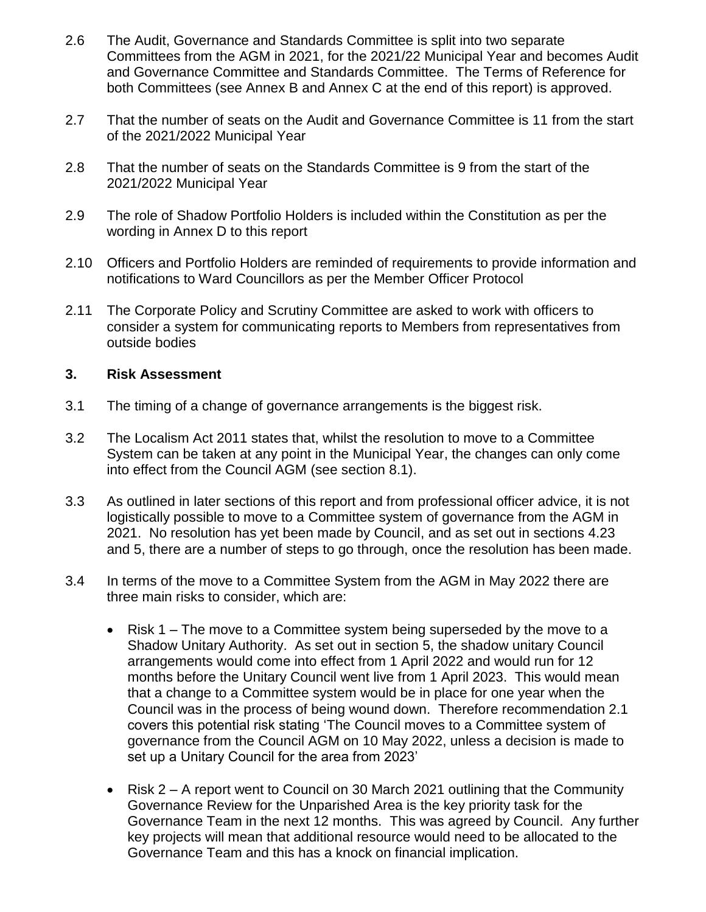2.6 The Audit, Governance and Standards Committee is split into two separate Committees from the AGM in 2021, for the 2021/22 Municipal Year and becomes Audit and Governance Committee and Standards Committee. The Terms of Reference for both Committees (see Annex B and Annex C at the end of this report) is approved.

2.7 That the number of seats on the Audit and Governance Committee is 11 from the start of the 2021/2022 Municipal Year

2.8 That the number of seats on the Standards Committee is 9 from the start of the 2021/2022 Municipal Year

2.9 The role of Shadow Portfolio Holders is included within the Constitution as per the wording in Annex D to this report

2.10 Officers and Portfolio Holders are reminded of requirements to provide information and notifications to Ward Councillors as per the Member Officer Protocol

2.11 The Corporate Policy and Scrutiny Committee are asked to work with officers to consider a system for communicating reports to Members from representatives from outside bodies

### 3. Risk Assessment

3.1 The timing of a change of governance arrangements is the biggest risk.

3.2 The Localism Act 2011 states that, whilst the resolution to move to a Committee System can be taken at any point in the Municipal Year, the changes can only come into effect from the Council AGM (see section 8.1).

3.3 As outlined in later sections of this report and from professional officer advice, it is not logistically possible to move to a Committee system of governance from the AGM in 2021. No resolution has yet been made by Council, and as set out in sections 4.23 and 5, there are a number of steps to go through, once the resolution has been made.

3.4 In terms of the move to a Committee System from the AGM in May 2022 there are three main risks to consider, which are:

- Risk 1 – The move to a Committee system being superseded by the move to a Shadow Unitary Authority. As set out in section 5, the shadow unitary Council arrangements would come into effect from 1 April 2022 and would run for 12 months before the Unitary Council went live from 1 April 2023. This would mean that a change to a Committee system would be in place for one year when the Council was in the process of being wound down. Therefore recommendation 2.1 covers this potential risk stating 'The Council moves to a Committee system of governance from the Council AGM on 10 May 2022, unless a decision is made to set up a Unitary Council for the area from 2023'

- Risk 2 – A report went to Council on 30 March 2021 outlining that the Community Governance Review for the Unparished Area is the key priority task for the Governance Team in the next 12 months. This was agreed by Council. Any further key projects will mean that additional resource would need to be allocated to the Governance Team and this has a knock on financial implication.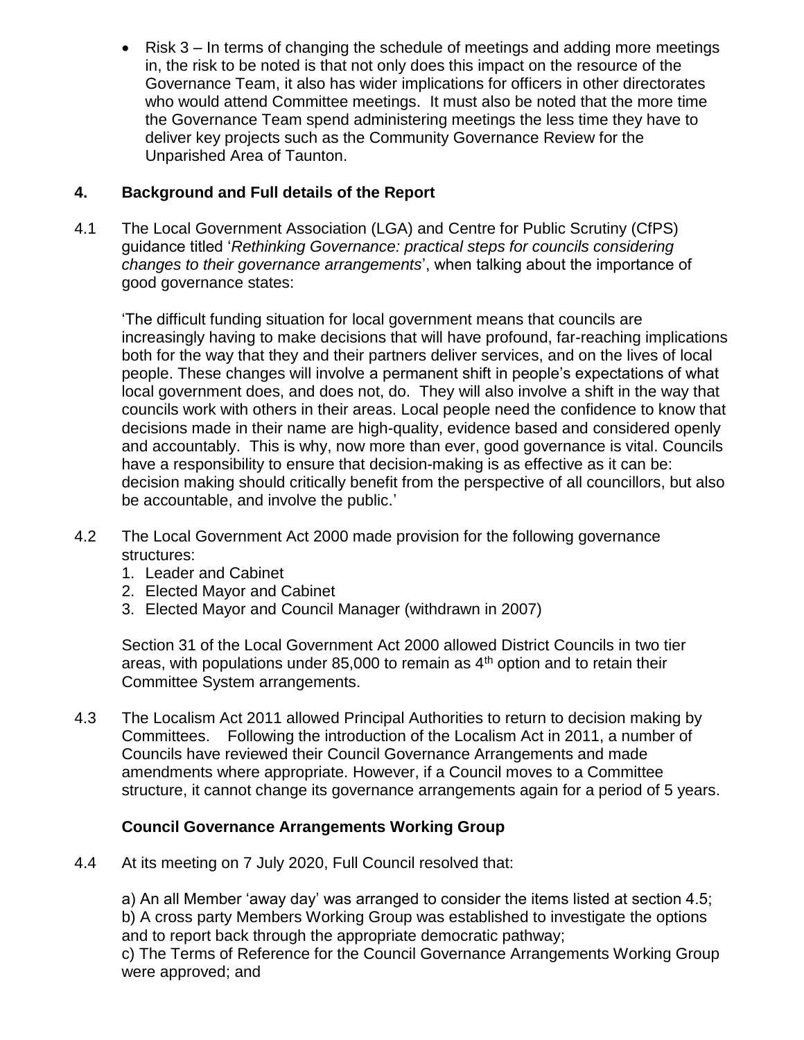- Risk 3 – In terms of changing the schedule of meetings and adding more meetings in, the risk to be noted is that not only does this impact on the resource of the Governance Team, it also has wider implications for officers in other directorates who would attend Committee meetings. It must also be noted that the more time the Governance Team spend administering meetings the less time they have to deliver key projects such as the Community Governance Review for the Unparished Area of Taunton.

## 4. Background and Full details of the Report

4.1 The Local Government Association (LGA) and Centre for Public Scrutiny (CfPS) guidance titled '*Rethinking Governance: practical steps for councils considering changes to their governance arrangements*', when talking about the importance of good governance states:

'The difficult funding situation for local government means that councils are increasingly having to make decisions that will have profound, far-reaching implications both for the way that they and their partners deliver services, and on the lives of local people. These changes will involve a permanent shift in people's expectations of what local government does, and does not, do. They will also involve a shift in the way that councils work with others in their areas. Local people need the confidence to know that decisions made in their name are high-quality, evidence based and considered openly and accountably. This is why, now more than ever, good governance is vital. Councils have a responsibility to ensure that decision-making is as effective as it can be: decision making should critically benefit from the perspective of all councillors, but also be accountable, and involve the public.'

4.2 The Local Government Act 2000 made provision for the following governance structures:

1. Leader and Cabinet
2. Elected Mayor and Cabinet
3. Elected Mayor and Council Manager (withdrawn in 2007)

Section 31 of the Local Government Act 2000 allowed District Councils in two tier areas, with populations under 85,000 to remain as 4th option and to retain their Committee System arrangements.

4.3 The Localism Act 2011 allowed Principal Authorities to return to decision making by Committees. Following the introduction of the Localism Act in 2011, a number of Councils have reviewed their Council Governance Arrangements and made amendments where appropriate. However, if a Council moves to a Committee structure, it cannot change its governance arrangements again for a period of 5 years.

### Council Governance Arrangements Working Group

4.4 At its meeting on 7 July 2020, Full Council resolved that:

a) An all Member 'away day' was arranged to consider the items listed at section 4.5;
b) A cross party Members Working Group was established to investigate the options and to report back through the appropriate democratic pathway;
c) The Terms of Reference for the Council Governance Arrangements Working Group were approved; and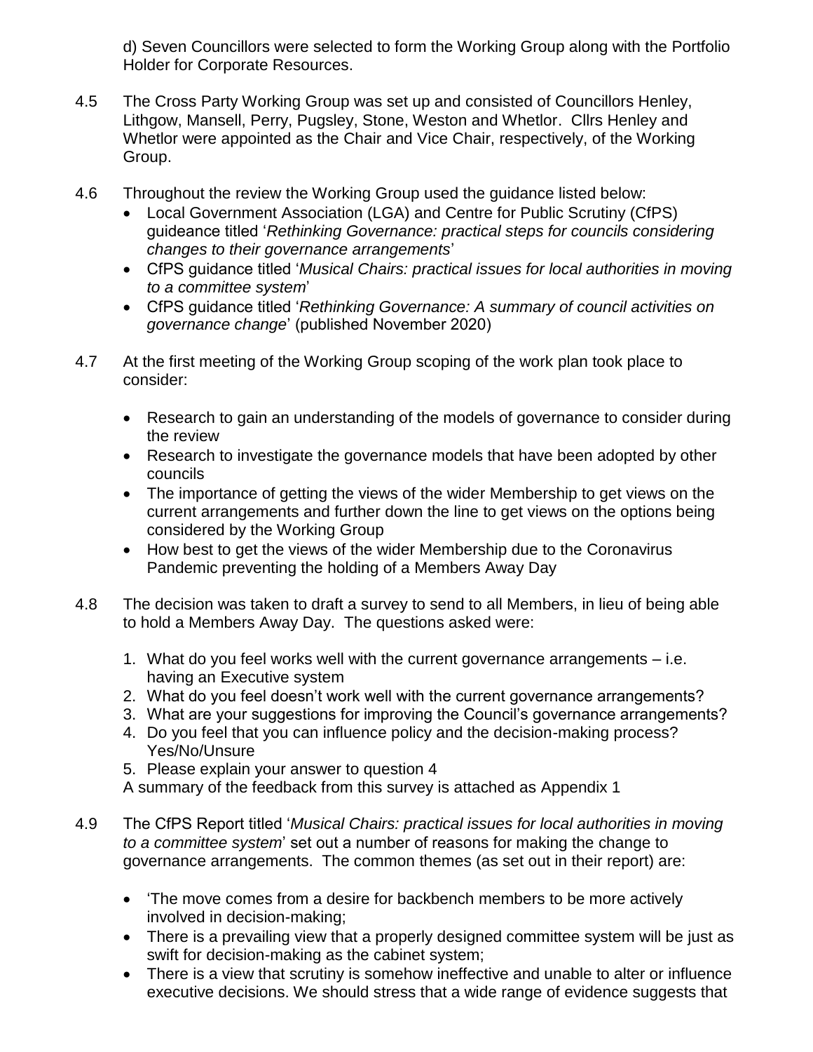d) Seven Councillors were selected to form the Working Group along with the Portfolio Holder for Corporate Resources.

4.5 The Cross Party Working Group was set up and consisted of Councillors Henley, Lithgow, Mansell, Perry, Pugsley, Stone, Weston and Whetlor. Cllrs Henley and Whetlor were appointed as the Chair and Vice Chair, respectively, of the Working Group.

4.6 Throughout the review the Working Group used the guidance listed below:
- Local Government Association (LGA) and Centre for Public Scrutiny (CfPS) guideance titled '*Rethinking Governance: practical steps for councils considering changes to their governance arrangements*'
- CfPS guidance titled '*Musical Chairs: practical issues for local authorities in moving to a committee system*'
- CfPS guidance titled '*Rethinking Governance: A summary of council activities on governance change*' (published November 2020)

4.7 At the first meeting of the Working Group scoping of the work plan took place to consider:

- Research to gain an understanding of the models of governance to consider during the review
- Research to investigate the governance models that have been adopted by other councils
- The importance of getting the views of the wider Membership to get views on the current arrangements and further down the line to get views on the options being considered by the Working Group
- How best to get the views of the wider Membership due to the Coronavirus Pandemic preventing the holding of a Members Away Day

4.8 The decision was taken to draft a survey to send to all Members, in lieu of being able to hold a Members Away Day. The questions asked were:

1. What do you feel works well with the current governance arrangements – i.e. having an Executive system
2. What do you feel doesn't work well with the current governance arrangements?
3. What are your suggestions for improving the Council's governance arrangements?
4. Do you feel that you can influence policy and the decision-making process? Yes/No/Unsure
5. Please explain your answer to question 4

A summary of the feedback from this survey is attached as Appendix 1

4.9 The CfPS Report titled '*Musical Chairs: practical issues for local authorities in moving to a committee system*' set out a number of reasons for making the change to governance arrangements. The common themes (as set out in their report) are:

- 'The move comes from a desire for backbench members to be more actively involved in decision-making;
- There is a prevailing view that a properly designed committee system will be just as swift for decision-making as the cabinet system;
- There is a view that scrutiny is somehow ineffective and unable to alter or influence executive decisions. We should stress that a wide range of evidence suggests that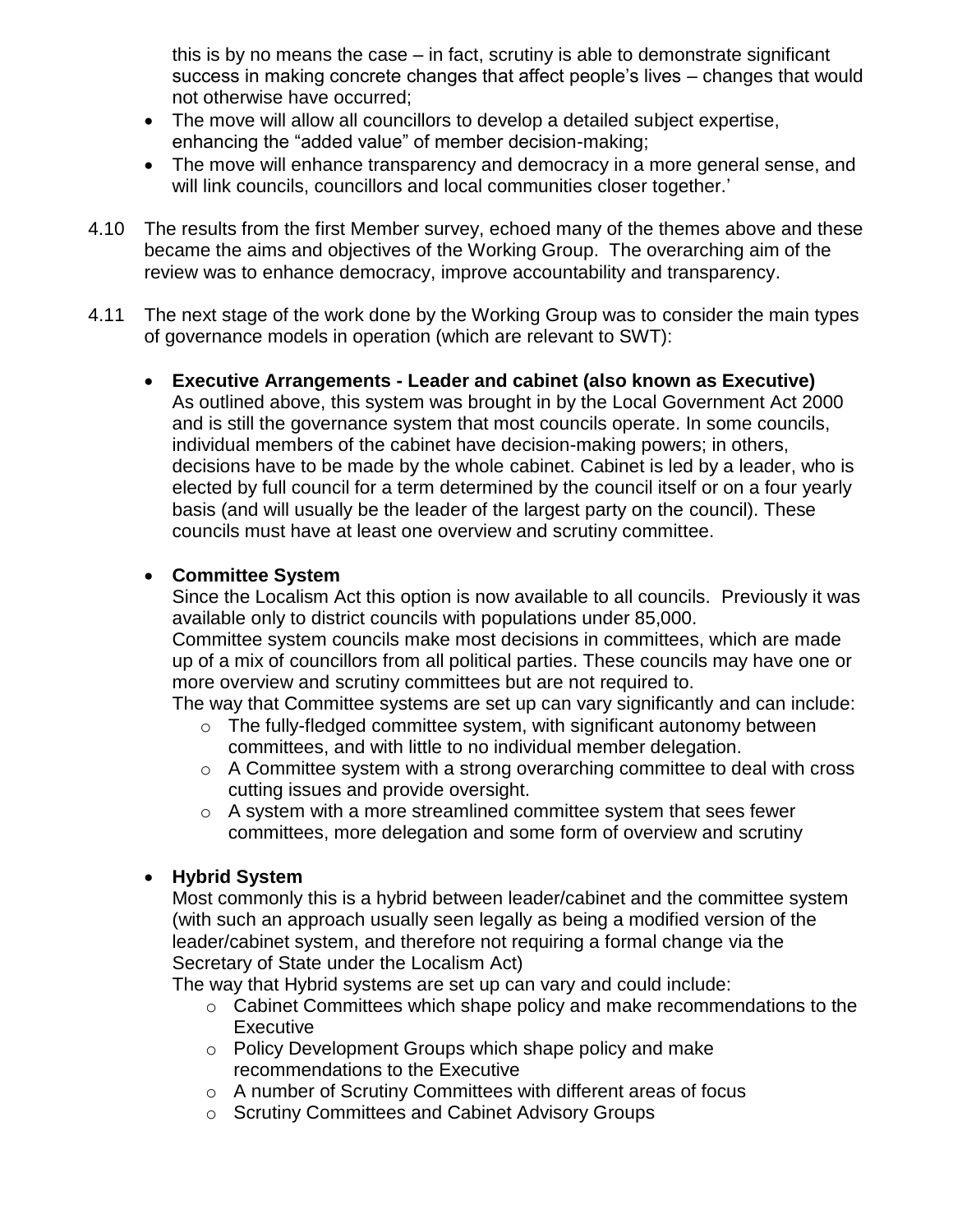this is by no means the case – in fact, scrutiny is able to demonstrate significant success in making concrete changes that affect people's lives – changes that would not otherwise have occurred;

- The move will allow all councillors to develop a detailed subject expertise, enhancing the "added value" of member decision-making;
- The move will enhance transparency and democracy in a more general sense, and will link councils, councillors and local communities closer together.'

4.10 The results from the first Member survey, echoed many of the themes above and these became the aims and objectives of the Working Group. The overarching aim of the review was to enhance democracy, improve accountability and transparency.

4.11 The next stage of the work done by the Working Group was to consider the main types of governance models in operation (which are relevant to SWT):

- **Executive Arrangements - Leader and cabinet (also known as Executive)**
  As outlined above, this system was brought in by the Local Government Act 2000 and is still the governance system that most councils operate. In some councils, individual members of the cabinet have decision-making powers; in others, decisions have to be made by the whole cabinet. Cabinet is led by a leader, who is elected by full council for a term determined by the council itself or on a four yearly basis (and will usually be the leader of the largest party on the council). These councils must have at least one overview and scrutiny committee.

- **Committee System**
  Since the Localism Act this option is now available to all councils. Previously it was available only to district councils with populations under 85,000.
  Committee system councils make most decisions in committees, which are made up of a mix of councillors from all political parties. These councils may have one or more overview and scrutiny committees but are not required to.
  The way that Committee systems are set up can vary significantly and can include:
  - The fully-fledged committee system, with significant autonomy between committees, and with little to no individual member delegation.
  - A Committee system with a strong overarching committee to deal with cross cutting issues and provide oversight.
  - A system with a more streamlined committee system that sees fewer committees, more delegation and some form of overview and scrutiny

- **Hybrid System**
  Most commonly this is a hybrid between leader/cabinet and the committee system (with such an approach usually seen legally as being a modified version of the leader/cabinet system, and therefore not requiring a formal change via the Secretary of State under the Localism Act)
  The way that Hybrid systems are set up can vary and could include:
  - Cabinet Committees which shape policy and make recommendations to the Executive
  - Policy Development Groups which shape policy and make recommendations to the Executive
  - A number of Scrutiny Committees with different areas of focus
  - Scrutiny Committees and Cabinet Advisory Groups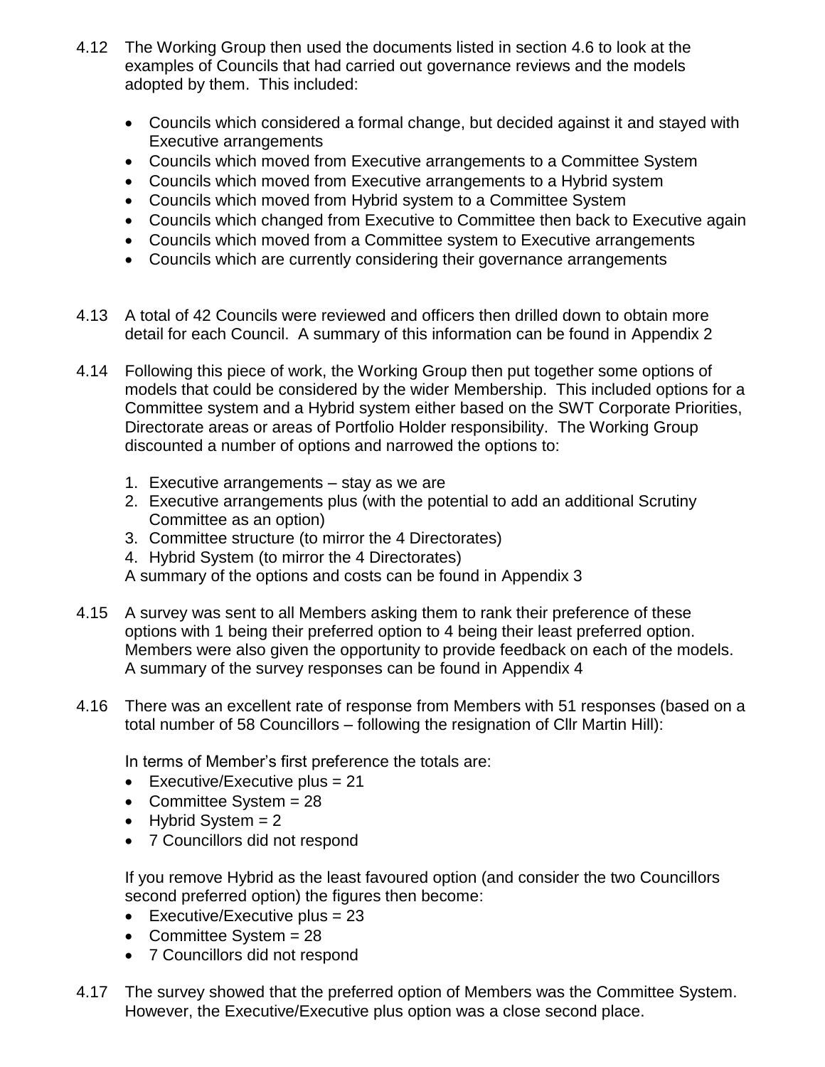4.12 The Working Group then used the documents listed in section 4.6 to look at the examples of Councils that had carried out governance reviews and the models adopted by them. This included:

- Councils which considered a formal change, but decided against it and stayed with Executive arrangements
- Councils which moved from Executive arrangements to a Committee System
- Councils which moved from Executive arrangements to a Hybrid system
- Councils which moved from Hybrid system to a Committee System
- Councils which changed from Executive to Committee then back to Executive again
- Councils which moved from a Committee system to Executive arrangements
- Councils which are currently considering their governance arrangements

4.13 A total of 42 Councils were reviewed and officers then drilled down to obtain more detail for each Council. A summary of this information can be found in Appendix 2

4.14 Following this piece of work, the Working Group then put together some options of models that could be considered by the wider Membership. This included options for a Committee system and a Hybrid system either based on the SWT Corporate Priorities, Directorate areas or areas of Portfolio Holder responsibility. The Working Group discounted a number of options and narrowed the options to:

1. Executive arrangements – stay as we are
2. Executive arrangements plus (with the potential to add an additional Scrutiny Committee as an option)
3. Committee structure (to mirror the 4 Directorates)
4. Hybrid System (to mirror the 4 Directorates)

A summary of the options and costs can be found in Appendix 3

4.15 A survey was sent to all Members asking them to rank their preference of these options with 1 being their preferred option to 4 being their least preferred option. Members were also given the opportunity to provide feedback on each of the models. A summary of the survey responses can be found in Appendix 4

4.16 There was an excellent rate of response from Members with 51 responses (based on a total number of 58 Councillors – following the resignation of Cllr Martin Hill):

In terms of Member's first preference the totals are:

- Executive/Executive plus = 21
- Committee System = 28
- Hybrid System = 2
- 7 Councillors did not respond

If you remove Hybrid as the least favoured option (and consider the two Councillors second preferred option) the figures then become:

- Executive/Executive plus = 23
- Committee System = 28
- 7 Councillors did not respond

4.17 The survey showed that the preferred option of Members was the Committee System. However, the Executive/Executive plus option was a close second place.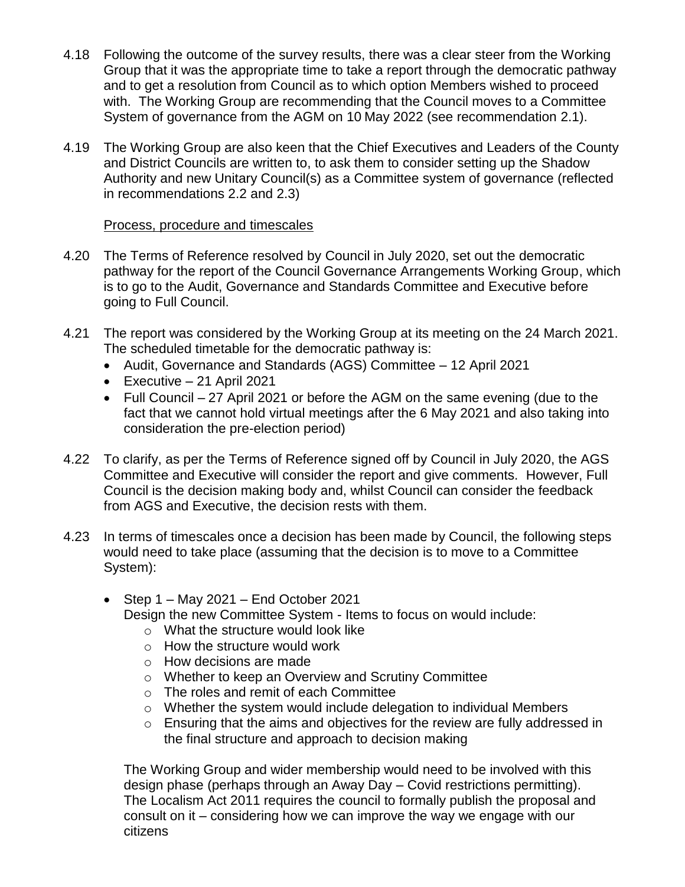4.18 Following the outcome of the survey results, there was a clear steer from the Working Group that it was the appropriate time to take a report through the democratic pathway and to get a resolution from Council as to which option Members wished to proceed with. The Working Group are recommending that the Council moves to a Committee System of governance from the AGM on 10 May 2022 (see recommendation 2.1).

4.19 The Working Group are also keen that the Chief Executives and Leaders of the County and District Councils are written to, to ask them to consider setting up the Shadow Authority and new Unitary Council(s) as a Committee system of governance (reflected in recommendations 2.2 and 2.3)

<u>Process, procedure and timescales</u>

4.20 The Terms of Reference resolved by Council in July 2020, set out the democratic pathway for the report of the Council Governance Arrangements Working Group, which is to go to the Audit, Governance and Standards Committee and Executive before going to Full Council.

4.21 The report was considered by the Working Group at its meeting on the 24 March 2021. The scheduled timetable for the democratic pathway is:

- Audit, Governance and Standards (AGS) Committee – 12 April 2021
- Executive – 21 April 2021
- Full Council – 27 April 2021 or before the AGM on the same evening (due to the fact that we cannot hold virtual meetings after the 6 May 2021 and also taking into consideration the pre-election period)

4.22 To clarify, as per the Terms of Reference signed off by Council in July 2020, the AGS Committee and Executive will consider the report and give comments. However, Full Council is the decision making body and, whilst Council can consider the feedback from AGS and Executive, the decision rests with them.

4.23 In terms of timescales once a decision has been made by Council, the following steps would need to take place (assuming that the decision is to move to a Committee System):

- Step 1 – May 2021 – End October 2021
  Design the new Committee System - Items to focus on would include:
  - What the structure would look like
  - How the structure would work
  - How decisions are made
  - Whether to keep an Overview and Scrutiny Committee
  - The roles and remit of each Committee
  - Whether the system would include delegation to individual Members
  - Ensuring that the aims and objectives for the review are fully addressed in the final structure and approach to decision making

  The Working Group and wider membership would need to be involved with this design phase (perhaps through an Away Day – Covid restrictions permitting). The Localism Act 2011 requires the council to formally publish the proposal and consult on it – considering how we can improve the way we engage with our citizens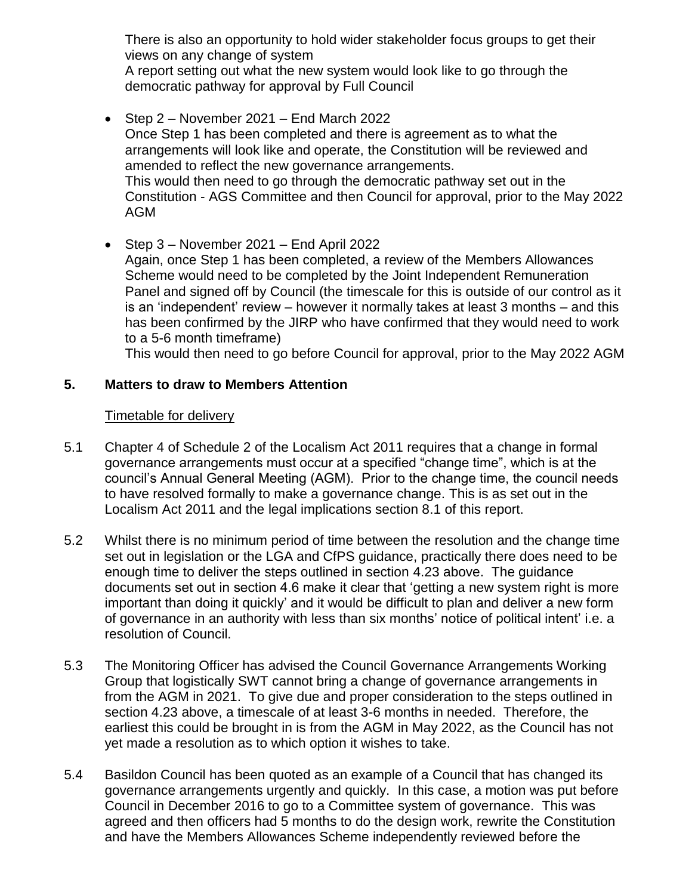There is also an opportunity to hold wider stakeholder focus groups to get their views on any change of system
A report setting out what the new system would look like to go through the democratic pathway for approval by Full Council

- Step 2 – November 2021 – End March 2022
  Once Step 1 has been completed and there is agreement as to what the arrangements will look like and operate, the Constitution will be reviewed and amended to reflect the new governance arrangements.
  This would then need to go through the democratic pathway set out in the Constitution - AGS Committee and then Council for approval, prior to the May 2022 AGM

- Step 3 – November 2021 – End April 2022
  Again, once Step 1 has been completed, a review of the Members Allowances Scheme would need to be completed by the Joint Independent Remuneration Panel and signed off by Council (the timescale for this is outside of our control as it is an 'independent' review – however it normally takes at least 3 months – and this has been confirmed by the JIRP who have confirmed that they would need to work to a 5-6 month timeframe)
  This would then need to go before Council for approval, prior to the May 2022 AGM

## 5. Matters to draw to Members Attention

Timetable for delivery

5.1 Chapter 4 of Schedule 2 of the Localism Act 2011 requires that a change in formal governance arrangements must occur at a specified "change time", which is at the council's Annual General Meeting (AGM). Prior to the change time, the council needs to have resolved formally to make a governance change. This is as set out in the Localism Act 2011 and the legal implications section 8.1 of this report.

5.2 Whilst there is no minimum period of time between the resolution and the change time set out in legislation or the LGA and CfPS guidance, practically there does need to be enough time to deliver the steps outlined in section 4.23 above. The guidance documents set out in section 4.6 make it clear that 'getting a new system right is more important than doing it quickly' and it would be difficult to plan and deliver a new form of governance in an authority with less than six months' notice of political intent' i.e. a resolution of Council.

5.3 The Monitoring Officer has advised the Council Governance Arrangements Working Group that logistically SWT cannot bring a change of governance arrangements in from the AGM in 2021. To give due and proper consideration to the steps outlined in section 4.23 above, a timescale of at least 3-6 months in needed. Therefore, the earliest this could be brought in is from the AGM in May 2022, as the Council has not yet made a resolution as to which option it wishes to take.

5.4 Basildon Council has been quoted as an example of a Council that has changed its governance arrangements urgently and quickly. In this case, a motion was put before Council in December 2016 to go to a Committee system of governance. This was agreed and then officers had 5 months to do the design work, rewrite the Constitution and have the Members Allowances Scheme independently reviewed before the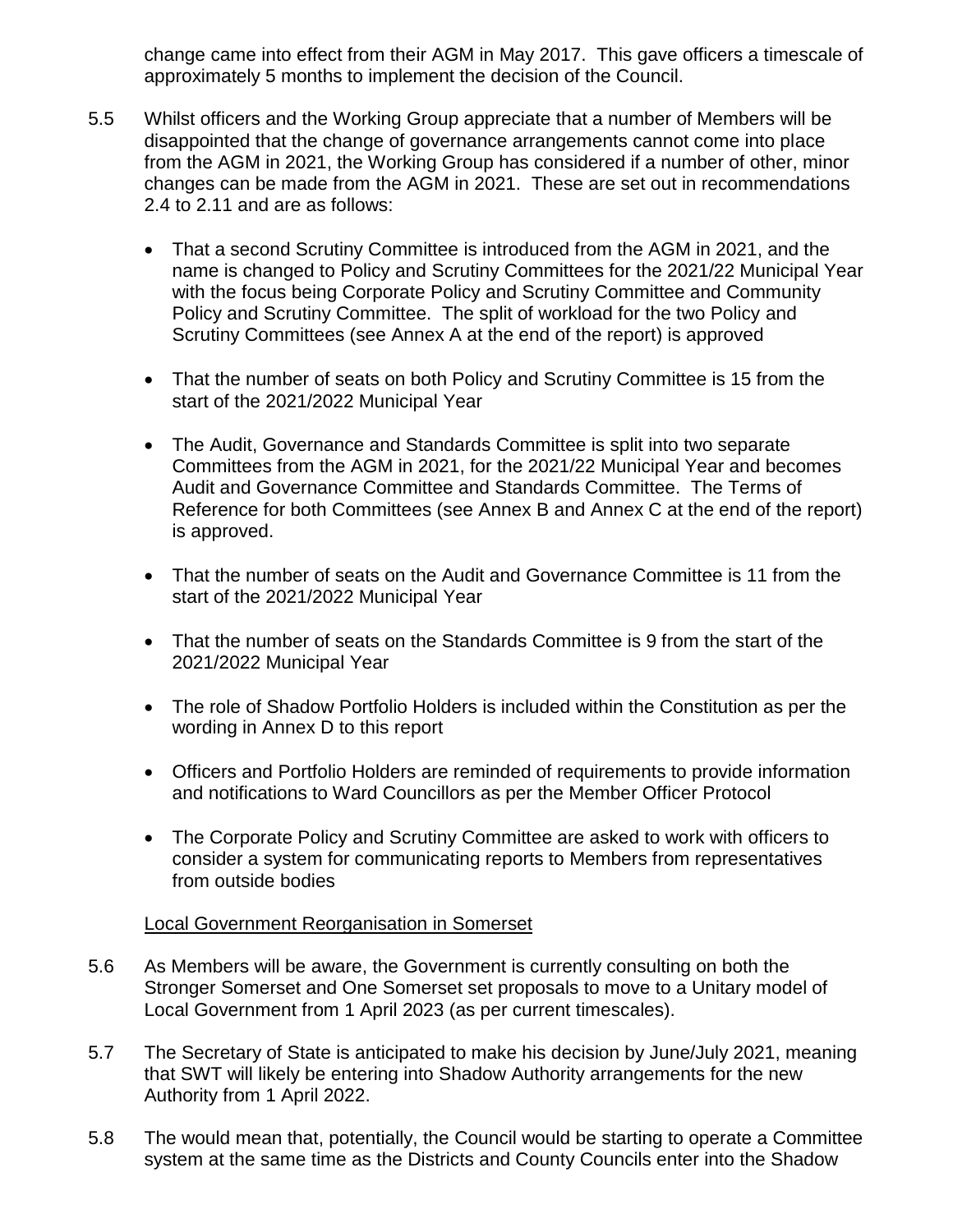change came into effect from their AGM in May 2017. This gave officers a timescale of approximately 5 months to implement the decision of the Council.

5.5 Whilst officers and the Working Group appreciate that a number of Members will be disappointed that the change of governance arrangements cannot come into place from the AGM in 2021, the Working Group has considered if a number of other, minor changes can be made from the AGM in 2021. These are set out in recommendations 2.4 to 2.11 and are as follows:

- That a second Scrutiny Committee is introduced from the AGM in 2021, and the name is changed to Policy and Scrutiny Committees for the 2021/22 Municipal Year with the focus being Corporate Policy and Scrutiny Committee and Community Policy and Scrutiny Committee. The split of workload for the two Policy and Scrutiny Committees (see Annex A at the end of the report) is approved
- That the number of seats on both Policy and Scrutiny Committee is 15 from the start of the 2021/2022 Municipal Year
- The Audit, Governance and Standards Committee is split into two separate Committees from the AGM in 2021, for the 2021/22 Municipal Year and becomes Audit and Governance Committee and Standards Committee. The Terms of Reference for both Committees (see Annex B and Annex C at the end of the report) is approved.
- That the number of seats on the Audit and Governance Committee is 11 from the start of the 2021/2022 Municipal Year
- That the number of seats on the Standards Committee is 9 from the start of the 2021/2022 Municipal Year
- The role of Shadow Portfolio Holders is included within the Constitution as per the wording in Annex D to this report
- Officers and Portfolio Holders are reminded of requirements to provide information and notifications to Ward Councillors as per the Member Officer Protocol
- The Corporate Policy and Scrutiny Committee are asked to work with officers to consider a system for communicating reports to Members from representatives from outside bodies

Local Government Reorganisation in Somerset

5.6 As Members will be aware, the Government is currently consulting on both the Stronger Somerset and One Somerset set proposals to move to a Unitary model of Local Government from 1 April 2023 (as per current timescales).

5.7 The Secretary of State is anticipated to make his decision by June/July 2021, meaning that SWT will likely be entering into Shadow Authority arrangements for the new Authority from 1 April 2022.

5.8 The would mean that, potentially, the Council would be starting to operate a Committee system at the same time as the Districts and County Councils enter into the Shadow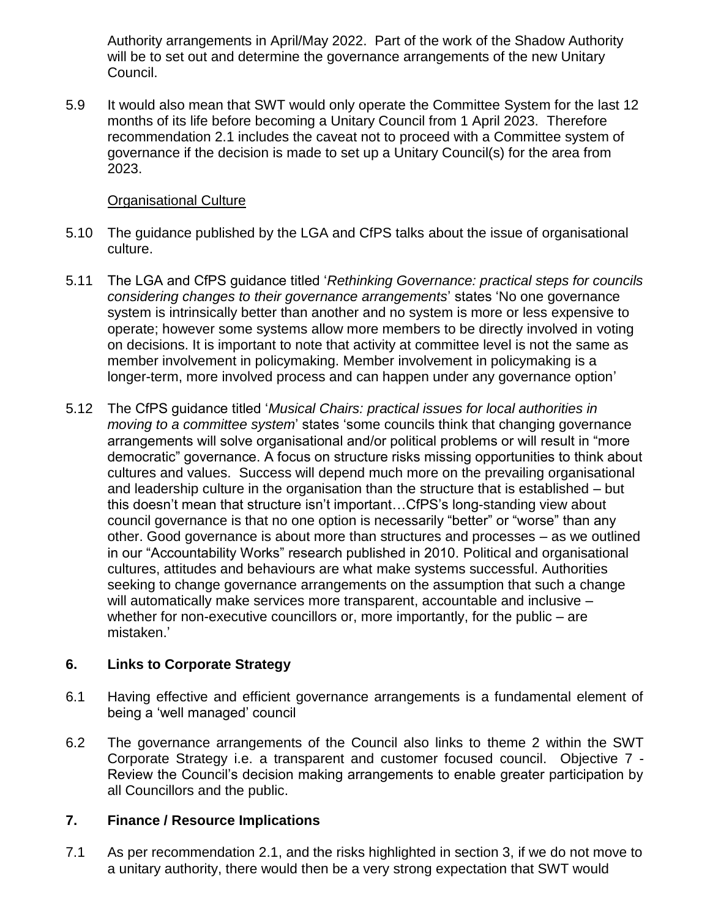Authority arrangements in April/May 2022. Part of the work of the Shadow Authority will be to set out and determine the governance arrangements of the new Unitary Council.

5.9 It would also mean that SWT would only operate the Committee System for the last 12 months of its life before becoming a Unitary Council from 1 April 2023. Therefore recommendation 2.1 includes the caveat not to proceed with a Committee system of governance if the decision is made to set up a Unitary Council(s) for the area from 2023.

<u>Organisational Culture</u>

5.10 The guidance published by the LGA and CfPS talks about the issue of organisational culture.

5.11 The LGA and CfPS guidance titled '*Rethinking Governance: practical steps for councils considering changes to their governance arrangements*' states 'No one governance system is intrinsically better than another and no system is more or less expensive to operate; however some systems allow more members to be directly involved in voting on decisions. It is important to note that activity at committee level is not the same as member involvement in policymaking. Member involvement in policymaking is a longer-term, more involved process and can happen under any governance option'

5.12 The CfPS guidance titled '*Musical Chairs: practical issues for local authorities in moving to a committee system*' states 'some councils think that changing governance arrangements will solve organisational and/or political problems or will result in "more democratic" governance. A focus on structure risks missing opportunities to think about cultures and values. Success will depend much more on the prevailing organisational and leadership culture in the organisation than the structure that is established – but this doesn't mean that structure isn't important…CfPS's long-standing view about council governance is that no one option is necessarily "better" or "worse" than any other. Good governance is about more than structures and processes – as we outlined in our "Accountability Works" research published in 2010. Political and organisational cultures, attitudes and behaviours are what make systems successful. Authorities seeking to change governance arrangements on the assumption that such a change will automatically make services more transparent, accountable and inclusive – whether for non-executive councillors or, more importantly, for the public – are mistaken.'

## 6. Links to Corporate Strategy

6.1 Having effective and efficient governance arrangements is a fundamental element of being a 'well managed' council

6.2 The governance arrangements of the Council also links to theme 2 within the SWT Corporate Strategy i.e. a transparent and customer focused council. Objective 7 - Review the Council's decision making arrangements to enable greater participation by all Councillors and the public.

## 7. Finance / Resource Implications

7.1 As per recommendation 2.1, and the risks highlighted in section 3, if we do not move to a unitary authority, there would then be a very strong expectation that SWT would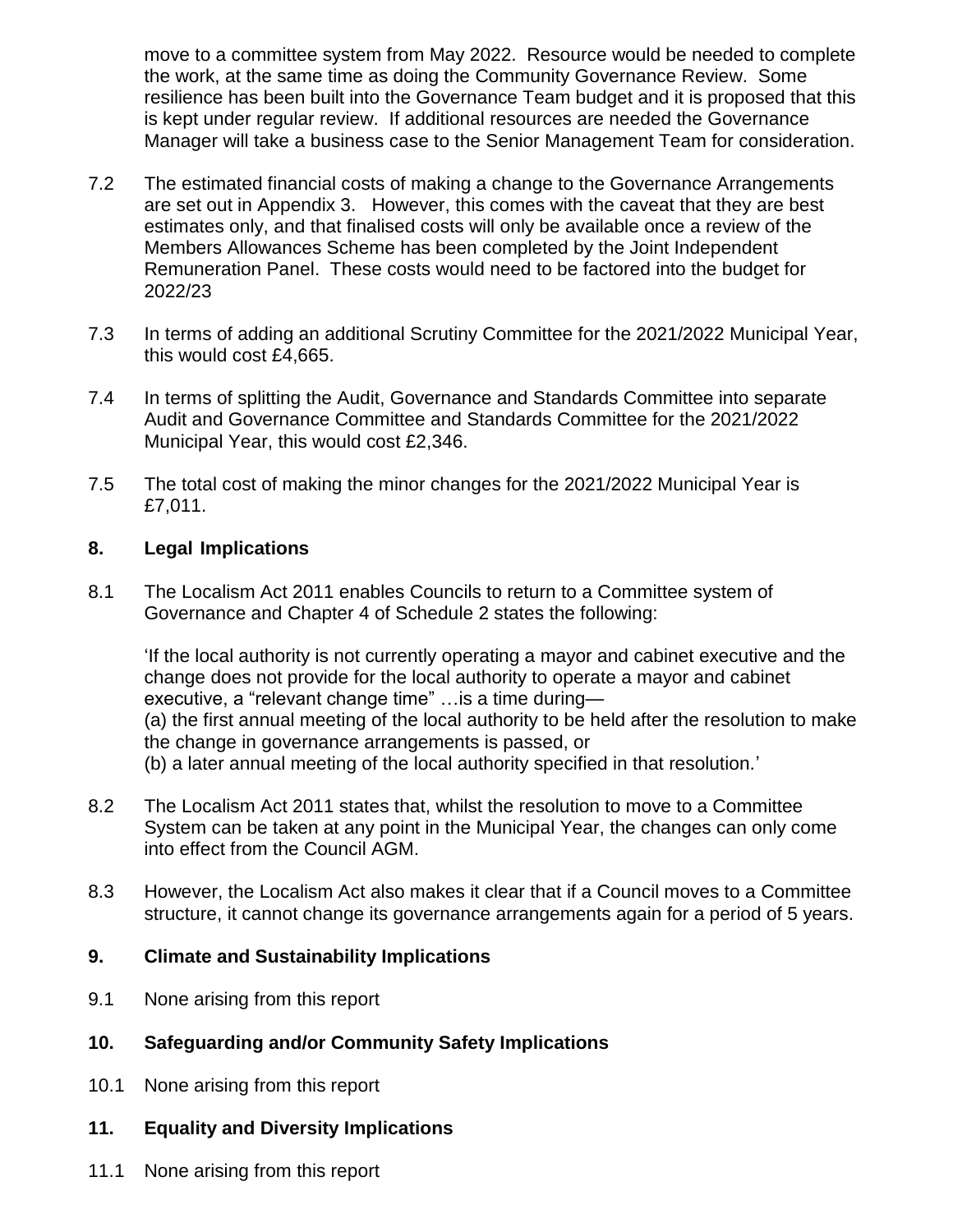move to a committee system from May 2022. Resource would be needed to complete the work, at the same time as doing the Community Governance Review. Some resilience has been built into the Governance Team budget and it is proposed that this is kept under regular review. If additional resources are needed the Governance Manager will take a business case to the Senior Management Team for consideration.

7.2 The estimated financial costs of making a change to the Governance Arrangements are set out in Appendix 3. However, this comes with the caveat that they are best estimates only, and that finalised costs will only be available once a review of the Members Allowances Scheme has been completed by the Joint Independent Remuneration Panel. These costs would need to be factored into the budget for 2022/23

7.3 In terms of adding an additional Scrutiny Committee for the 2021/2022 Municipal Year, this would cost £4,665.

7.4 In terms of splitting the Audit, Governance and Standards Committee into separate Audit and Governance Committee and Standards Committee for the 2021/2022 Municipal Year, this would cost £2,346.

7.5 The total cost of making the minor changes for the 2021/2022 Municipal Year is £7,011.

## 8. Legal Implications

8.1 The Localism Act 2011 enables Councils to return to a Committee system of Governance and Chapter 4 of Schedule 2 states the following:

'If the local authority is not currently operating a mayor and cabinet executive and the change does not provide for the local authority to operate a mayor and cabinet executive, a "relevant change time" …is a time during—
(a) the first annual meeting of the local authority to be held after the resolution to make the change in governance arrangements is passed, or
(b) a later annual meeting of the local authority specified in that resolution.'

8.2 The Localism Act 2011 states that, whilst the resolution to move to a Committee System can be taken at any point in the Municipal Year, the changes can only come into effect from the Council AGM.

8.3 However, the Localism Act also makes it clear that if a Council moves to a Committee structure, it cannot change its governance arrangements again for a period of 5 years.

## 9. Climate and Sustainability Implications

9.1 None arising from this report

## 10. Safeguarding and/or Community Safety Implications

10.1 None arising from this report

## 11. Equality and Diversity Implications

11.1 None arising from this report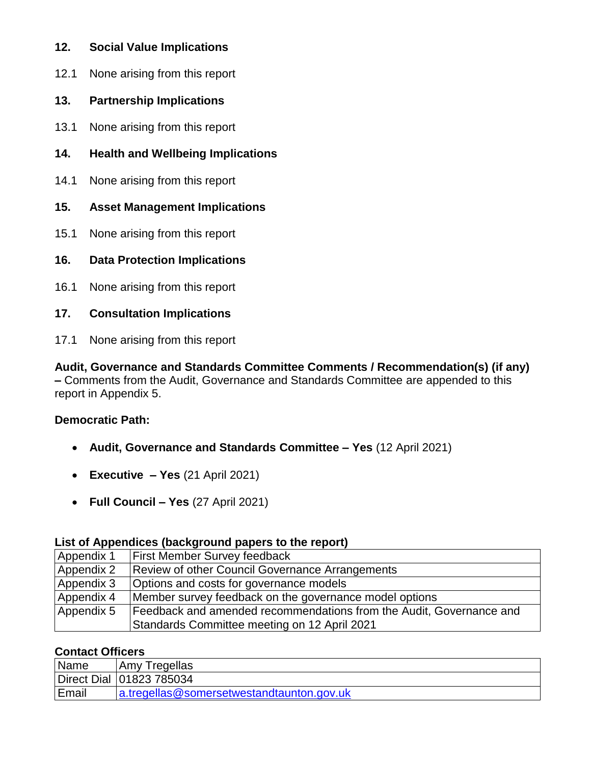## 12. Social Value Implications

12.1 None arising from this report

## 13. Partnership Implications

13.1 None arising from this report

## 14. Health and Wellbeing Implications

14.1 None arising from this report

## 15. Asset Management Implications

15.1 None arising from this report

## 16. Data Protection Implications

16.1 None arising from this report

## 17. Consultation Implications

17.1 None arising from this report

**Audit, Governance and Standards Committee Comments / Recommendation(s) (if any) –** Comments from the Audit, Governance and Standards Committee are appended to this report in Appendix 5.

**Democratic Path:**

- **Audit, Governance and Standards Committee – Yes** (12 April 2021)
- **Executive – Yes** (21 April 2021)
- **Full Council – Yes** (27 April 2021)

**List of Appendices (background papers to the report)**

| | |
|---|---|
| Appendix 1 | First Member Survey feedback |
| Appendix 2 | Review of other Council Governance Arrangements |
| Appendix 3 | Options and costs for governance models |
| Appendix 4 | Member survey feedback on the governance model options |
| Appendix 5 | Feedback and amended recommendations from the Audit, Governance and Standards Committee meeting on 12 April 2021 |

**Contact Officers**

| | |
|---|---|
| Name | Amy Tregellas |
| Direct Dial | 01823 785034 |
| Email | a.tregellas@somersetwestandtaunton.gov.uk |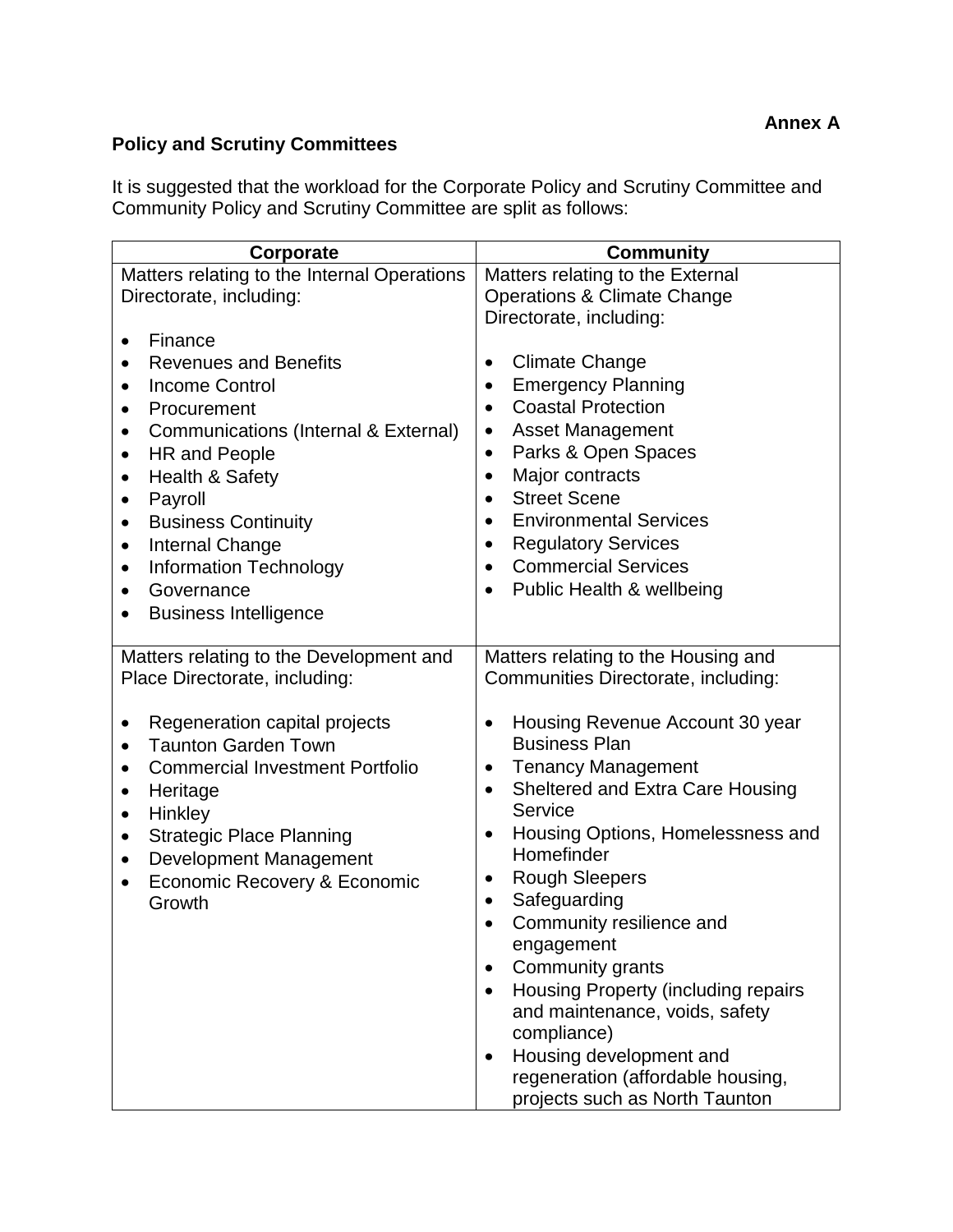**Annex A**

**Policy and Scrutiny Committees**

It is suggested that the workload for the Corporate Policy and Scrutiny Committee and Community Policy and Scrutiny Committee are split as follows:

| Corporate | Community |
|---|---|
| Matters relating to the Internal Operations Directorate, including:<br><br>• Finance<br>• Revenues and Benefits<br>• Income Control<br>• Procurement<br>• Communications (Internal & External)<br>• HR and People<br>• Health & Safety<br>• Payroll<br>• Business Continuity<br>• Internal Change<br>• Information Technology<br>• Governance<br>• Business Intelligence | Matters relating to the External Operations & Climate Change Directorate, including:<br><br>• Climate Change<br>• Emergency Planning<br>• Coastal Protection<br>• Asset Management<br>• Parks & Open Spaces<br>• Major contracts<br>• Street Scene<br>• Environmental Services<br>• Regulatory Services<br>• Commercial Services<br>• Public Health & wellbeing |
| Matters relating to the Development and Place Directorate, including:<br><br>• Regeneration capital projects<br>• Taunton Garden Town<br>• Commercial Investment Portfolio<br>• Heritage<br>• Hinkley<br>• Strategic Place Planning<br>• Development Management<br>• Economic Recovery & Economic Growth | Matters relating to the Housing and Communities Directorate, including:<br><br>• Housing Revenue Account 30 year Business Plan<br>• Tenancy Management<br>• Sheltered and Extra Care Housing Service<br>• Housing Options, Homelessness and Homefinder<br>• Rough Sleepers<br>• Safeguarding<br>• Community resilience and engagement<br>• Community grants<br>• Housing Property (including repairs and maintenance, voids, safety compliance)<br>• Housing development and regeneration (affordable housing, projects such as North Taunton |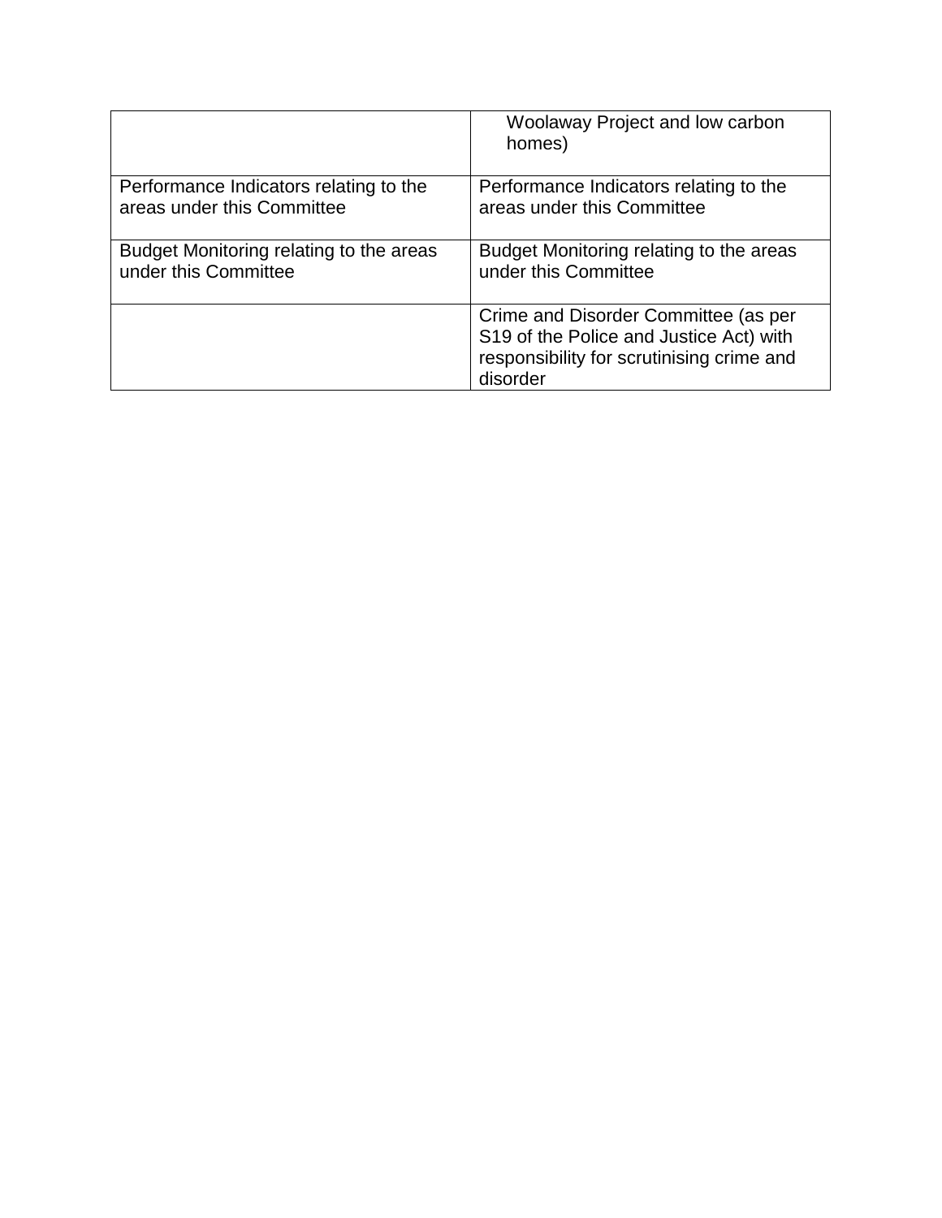| | |
|---|---|
| | Woolaway Project and low carbon homes) |
| Performance Indicators relating to the areas under this Committee | Performance Indicators relating to the areas under this Committee |
| Budget Monitoring relating to the areas under this Committee | Budget Monitoring relating to the areas under this Committee |
| | Crime and Disorder Committee (as per S19 of the Police and Justice Act) with responsibility for scrutinising crime and disorder |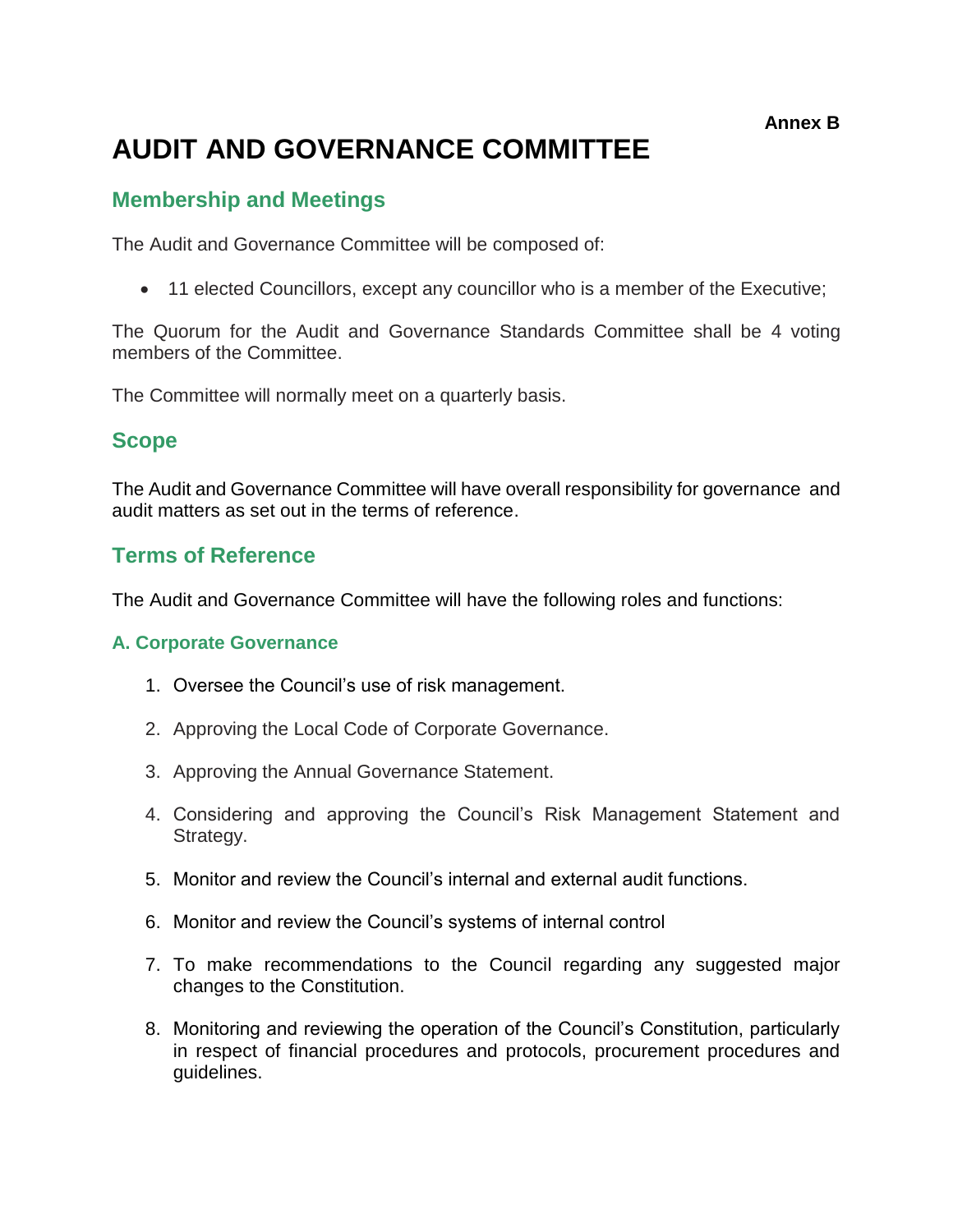**Annex B**

# AUDIT AND GOVERNANCE COMMITTEE

## Membership and Meetings

The Audit and Governance Committee will be composed of:

- 11 elected Councillors, except any councillor who is a member of the Executive;

The Quorum for the Audit and Governance Standards Committee shall be 4 voting members of the Committee.

The Committee will normally meet on a quarterly basis.

## Scope

The Audit and Governance Committee will have overall responsibility for governance and audit matters as set out in the terms of reference.

## Terms of Reference

The Audit and Governance Committee will have the following roles and functions:

### A. Corporate Governance

1. Oversee the Council's use of risk management.
2. Approving the Local Code of Corporate Governance.
3. Approving the Annual Governance Statement.
4. Considering and approving the Council's Risk Management Statement and Strategy.
5. Monitor and review the Council's internal and external audit functions.
6. Monitor and review the Council's systems of internal control
7. To make recommendations to the Council regarding any suggested major changes to the Constitution.
8. Monitoring and reviewing the operation of the Council's Constitution, particularly in respect of financial procedures and protocols, procurement procedures and guidelines.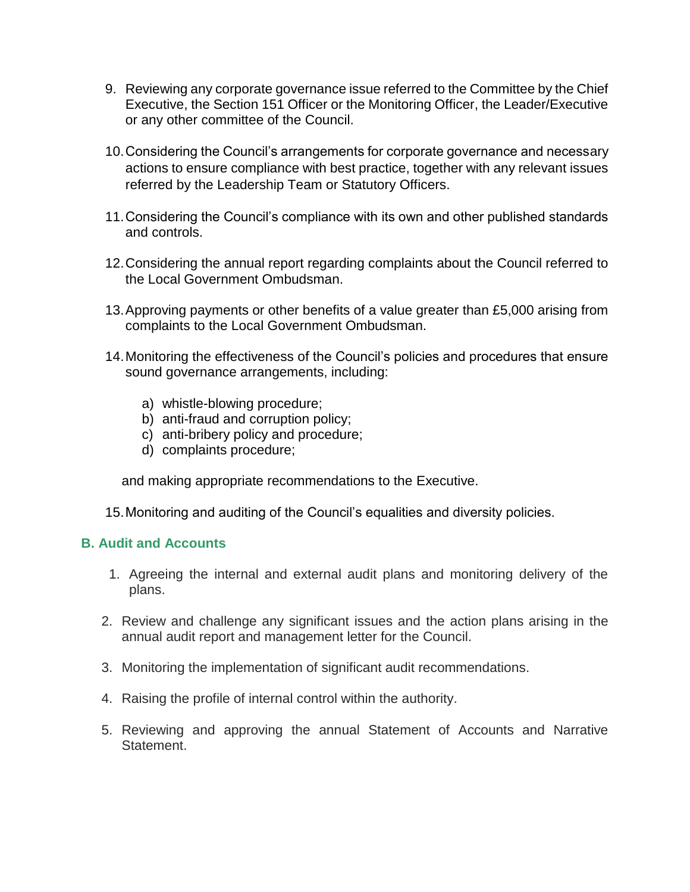9. Reviewing any corporate governance issue referred to the Committee by the Chief Executive, the Section 151 Officer or the Monitoring Officer, the Leader/Executive or any other committee of the Council.

10. Considering the Council's arrangements for corporate governance and necessary actions to ensure compliance with best practice, together with any relevant issues referred by the Leadership Team or Statutory Officers.

11. Considering the Council's compliance with its own and other published standards and controls.

12. Considering the annual report regarding complaints about the Council referred to the Local Government Ombudsman.

13. Approving payments or other benefits of a value greater than £5,000 arising from complaints to the Local Government Ombudsman.

14. Monitoring the effectiveness of the Council's policies and procedures that ensure sound governance arrangements, including:

    a) whistle-blowing procedure;
    b) anti-fraud and corruption policy;
    c) anti-bribery policy and procedure;
    d) complaints procedure;

    and making appropriate recommendations to the Executive.

15. Monitoring and auditing of the Council's equalities and diversity policies.

### B. Audit and Accounts

1. Agreeing the internal and external audit plans and monitoring delivery of the plans.

2. Review and challenge any significant issues and the action plans arising in the annual audit report and management letter for the Council.

3. Monitoring the implementation of significant audit recommendations.

4. Raising the profile of internal control within the authority.

5. Reviewing and approving the annual Statement of Accounts and Narrative Statement.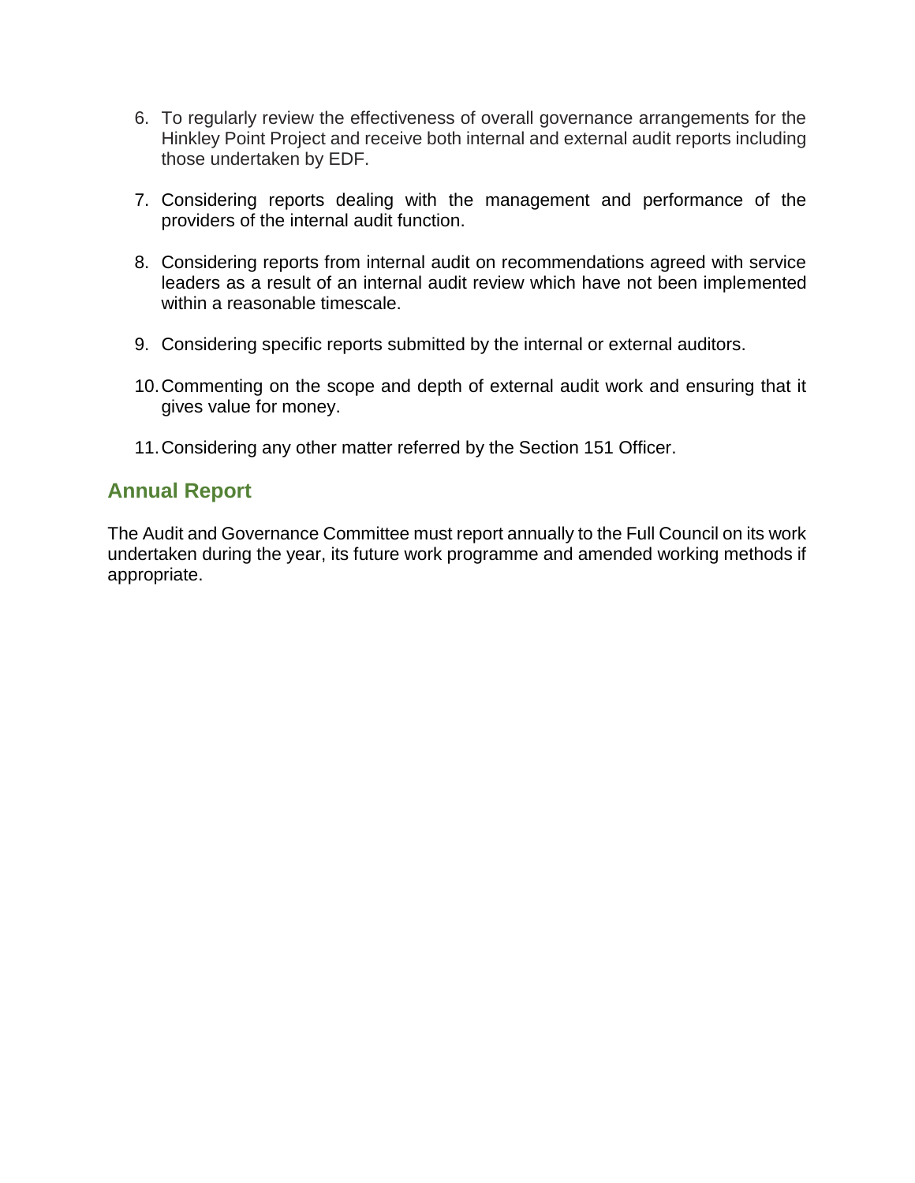6. To regularly review the effectiveness of overall governance arrangements for the Hinkley Point Project and receive both internal and external audit reports including those undertaken by EDF.

7. Considering reports dealing with the management and performance of the providers of the internal audit function.

8. Considering reports from internal audit on recommendations agreed with service leaders as a result of an internal audit review which have not been implemented within a reasonable timescale.

9. Considering specific reports submitted by the internal or external auditors.

10. Commenting on the scope and depth of external audit work and ensuring that it gives value for money.

11. Considering any other matter referred by the Section 151 Officer.

## Annual Report

The Audit and Governance Committee must report annually to the Full Council on its work undertaken during the year, its future work programme and amended working methods if appropriate.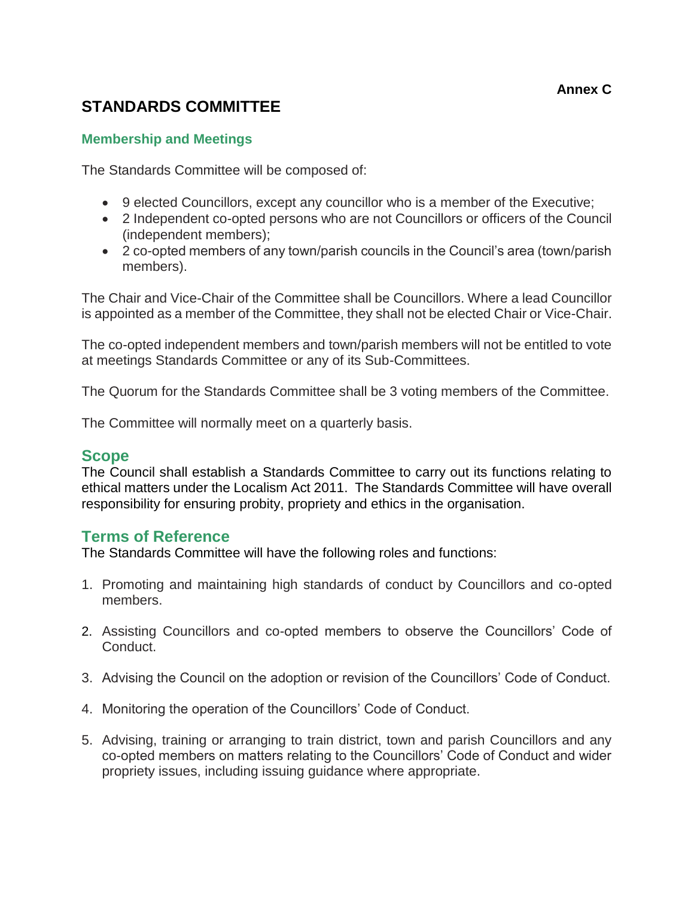**Annex C**

# STANDARDS COMMITTEE

### Membership and Meetings

The Standards Committee will be composed of:

- 9 elected Councillors, except any councillor who is a member of the Executive;
- 2 Independent co-opted persons who are not Councillors or officers of the Council (independent members);
- 2 co-opted members of any town/parish councils in the Council's area (town/parish members).

The Chair and Vice-Chair of the Committee shall be Councillors. Where a lead Councillor is appointed as a member of the Committee, they shall not be elected Chair or Vice-Chair.

The co-opted independent members and town/parish members will not be entitled to vote at meetings Standards Committee or any of its Sub-Committees.

The Quorum for the Standards Committee shall be 3 voting members of the Committee.

The Committee will normally meet on a quarterly basis.

## Scope

The Council shall establish a Standards Committee to carry out its functions relating to ethical matters under the Localism Act 2011. The Standards Committee will have overall responsibility for ensuring probity, propriety and ethics in the organisation.

## Terms of Reference

The Standards Committee will have the following roles and functions:

1. Promoting and maintaining high standards of conduct by Councillors and co-opted members.

2. Assisting Councillors and co-opted members to observe the Councillors' Code of Conduct.

3. Advising the Council on the adoption or revision of the Councillors' Code of Conduct.

4. Monitoring the operation of the Councillors' Code of Conduct.

5. Advising, training or arranging to train district, town and parish Councillors and any co-opted members on matters relating to the Councillors' Code of Conduct and wider propriety issues, including issuing guidance where appropriate.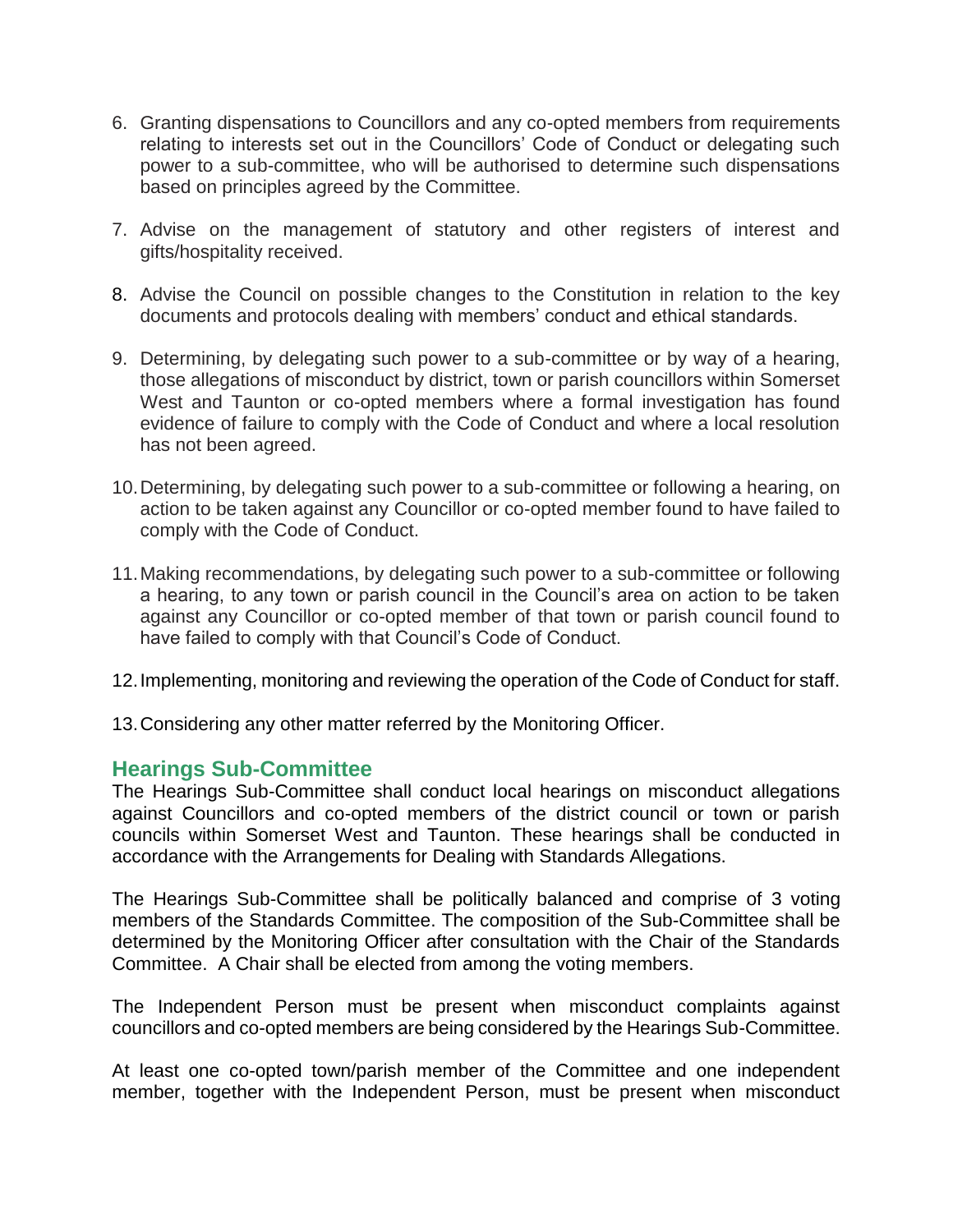6. Granting dispensations to Councillors and any co-opted members from requirements relating to interests set out in the Councillors' Code of Conduct or delegating such power to a sub-committee, who will be authorised to determine such dispensations based on principles agreed by the Committee.

7. Advise on the management of statutory and other registers of interest and gifts/hospitality received.

8. Advise the Council on possible changes to the Constitution in relation to the key documents and protocols dealing with members' conduct and ethical standards.

9. Determining, by delegating such power to a sub-committee or by way of a hearing, those allegations of misconduct by district, town or parish councillors within Somerset West and Taunton or co-opted members where a formal investigation has found evidence of failure to comply with the Code of Conduct and where a local resolution has not been agreed.

10. Determining, by delegating such power to a sub-committee or following a hearing, on action to be taken against any Councillor or co-opted member found to have failed to comply with the Code of Conduct.

11. Making recommendations, by delegating such power to a sub-committee or following a hearing, to any town or parish council in the Council's area on action to be taken against any Councillor or co-opted member of that town or parish council found to have failed to comply with that Council's Code of Conduct.

12. Implementing, monitoring and reviewing the operation of the Code of Conduct for staff.

13. Considering any other matter referred by the Monitoring Officer.

## Hearings Sub-Committee

The Hearings Sub-Committee shall conduct local hearings on misconduct allegations against Councillors and co-opted members of the district council or town or parish councils within Somerset West and Taunton. These hearings shall be conducted in accordance with the Arrangements for Dealing with Standards Allegations.

The Hearings Sub-Committee shall be politically balanced and comprise of 3 voting members of the Standards Committee. The composition of the Sub-Committee shall be determined by the Monitoring Officer after consultation with the Chair of the Standards Committee. A Chair shall be elected from among the voting members.

The Independent Person must be present when misconduct complaints against councillors and co-opted members are being considered by the Hearings Sub-Committee.

At least one co-opted town/parish member of the Committee and one independent member, together with the Independent Person, must be present when misconduct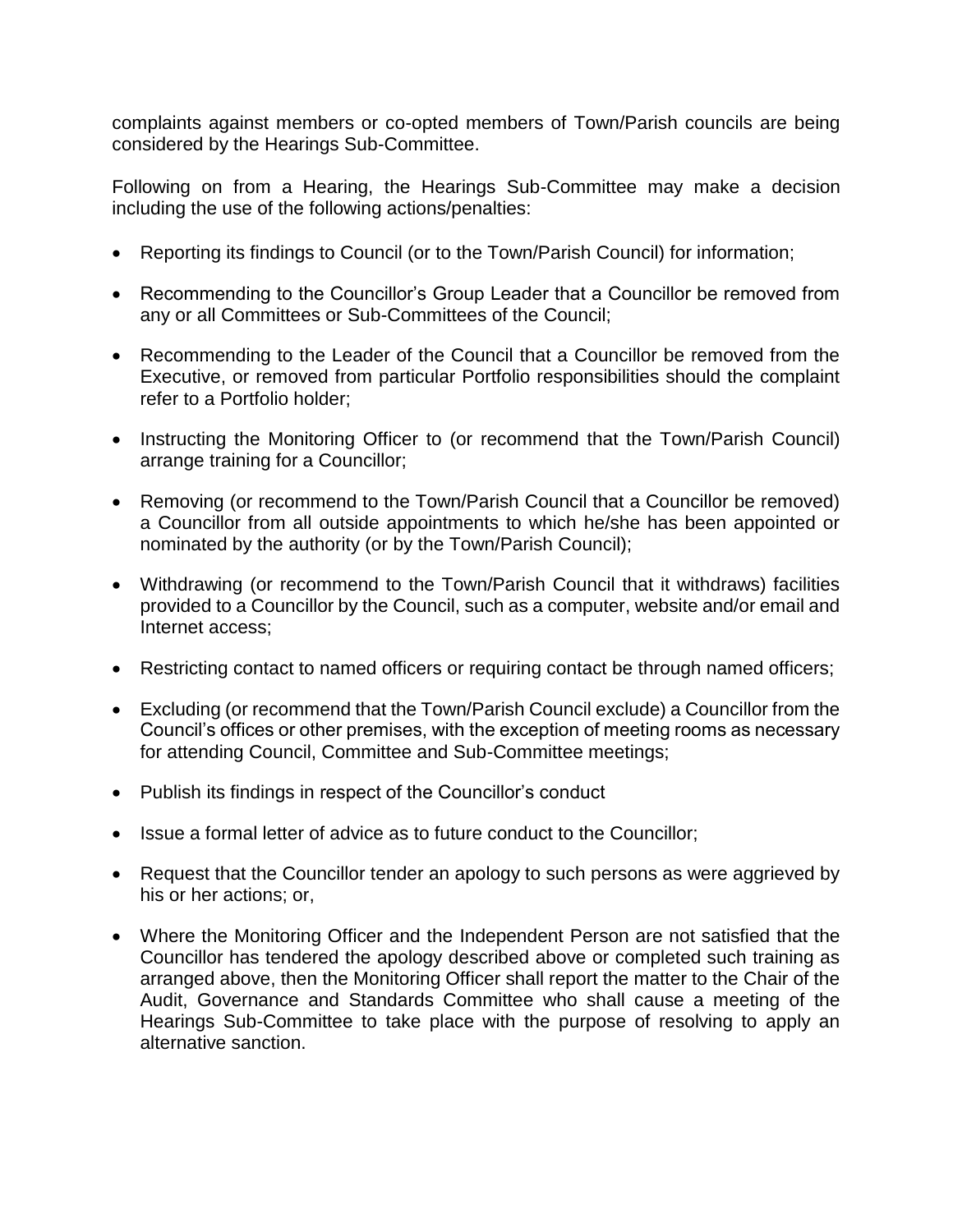complaints against members or co-opted members of Town/Parish councils are being considered by the Hearings Sub-Committee.

Following on from a Hearing, the Hearings Sub-Committee may make a decision including the use of the following actions/penalties:

- Reporting its findings to Council (or to the Town/Parish Council) for information;
- Recommending to the Councillor's Group Leader that a Councillor be removed from any or all Committees or Sub-Committees of the Council;
- Recommending to the Leader of the Council that a Councillor be removed from the Executive, or removed from particular Portfolio responsibilities should the complaint refer to a Portfolio holder;
- Instructing the Monitoring Officer to (or recommend that the Town/Parish Council) arrange training for a Councillor;
- Removing (or recommend to the Town/Parish Council that a Councillor be removed) a Councillor from all outside appointments to which he/she has been appointed or nominated by the authority (or by the Town/Parish Council);
- Withdrawing (or recommend to the Town/Parish Council that it withdraws) facilities provided to a Councillor by the Council, such as a computer, website and/or email and Internet access;
- Restricting contact to named officers or requiring contact be through named officers;
- Excluding (or recommend that the Town/Parish Council exclude) a Councillor from the Council's offices or other premises, with the exception of meeting rooms as necessary for attending Council, Committee and Sub-Committee meetings;
- Publish its findings in respect of the Councillor's conduct
- Issue a formal letter of advice as to future conduct to the Councillor;
- Request that the Councillor tender an apology to such persons as were aggrieved by his or her actions; or,
- Where the Monitoring Officer and the Independent Person are not satisfied that the Councillor has tendered the apology described above or completed such training as arranged above, then the Monitoring Officer shall report the matter to the Chair of the Audit, Governance and Standards Committee who shall cause a meeting of the Hearings Sub-Committee to take place with the purpose of resolving to apply an alternative sanction.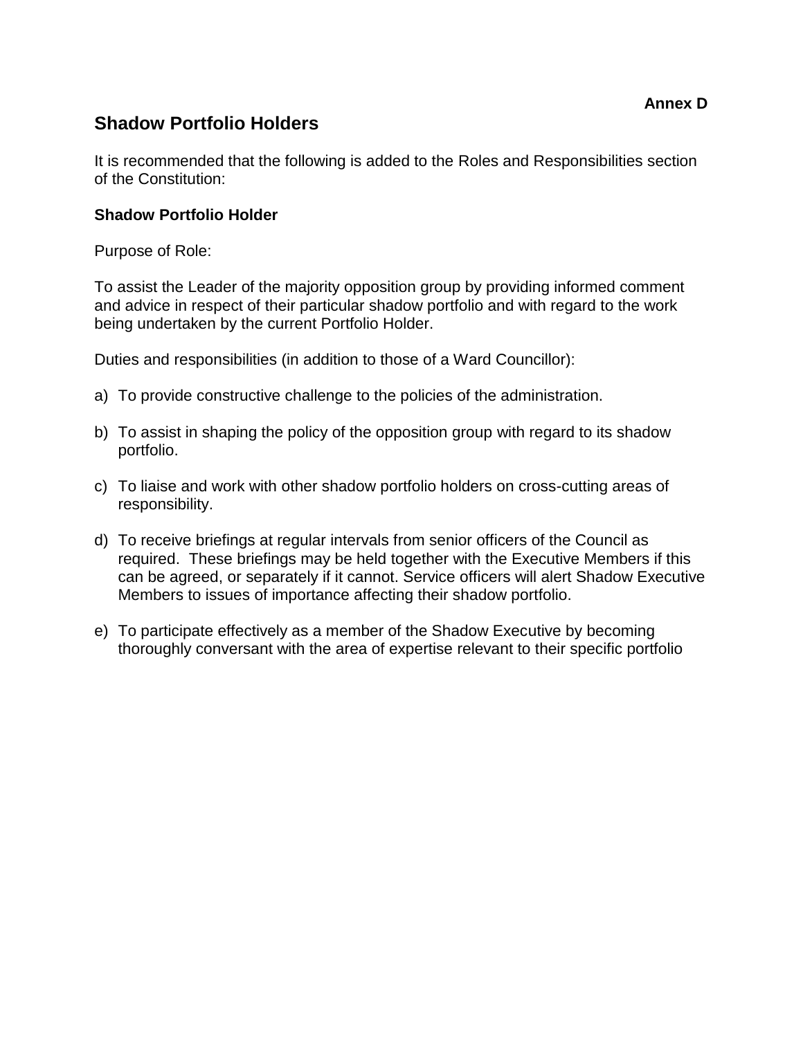**Annex D**

# Shadow Portfolio Holders

It is recommended that the following is added to the Roles and Responsibilities section of the Constitution:

**Shadow Portfolio Holder**

Purpose of Role:

To assist the Leader of the majority opposition group by providing informed comment and advice in respect of their particular shadow portfolio and with regard to the work being undertaken by the current Portfolio Holder.

Duties and responsibilities (in addition to those of a Ward Councillor):

a) To provide constructive challenge to the policies of the administration.

b) To assist in shaping the policy of the opposition group with regard to its shadow portfolio.

c) To liaise and work with other shadow portfolio holders on cross-cutting areas of responsibility.

d) To receive briefings at regular intervals from senior officers of the Council as required. These briefings may be held together with the Executive Members if this can be agreed, or separately if it cannot. Service officers will alert Shadow Executive Members to issues of importance affecting their shadow portfolio.

e) To participate effectively as a member of the Shadow Executive by becoming thoroughly conversant with the area of expertise relevant to their specific portfolio